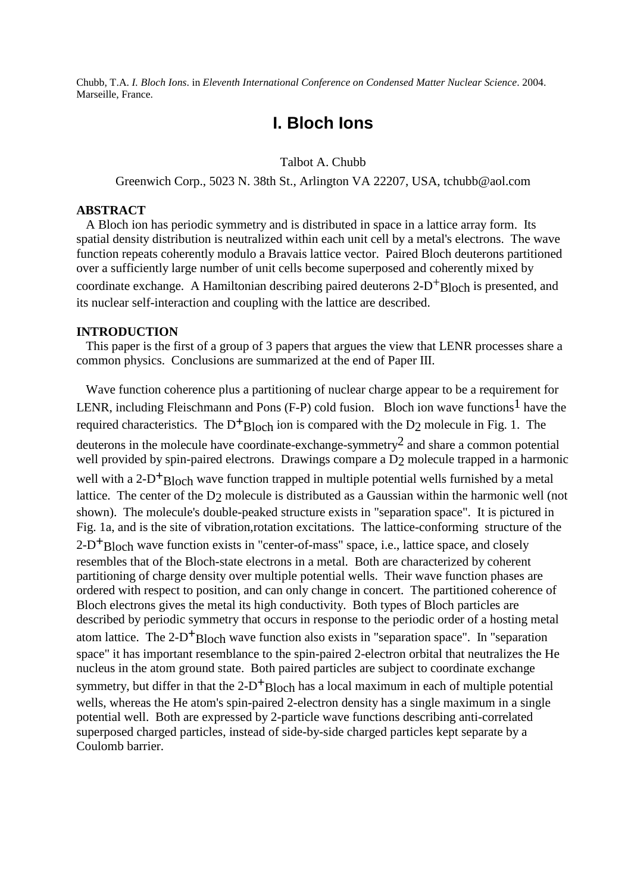Chubb, T.A. *I. Bloch Ions*. in *Eleventh International Conference on Condensed Matter Nuclear Science*. 2004. Marseille, France.

# I. Bloch Ions

Talbot A. Chubb

Greenwich Corp., 5023 N. 38th St., Arlington VA 22207, USA, tchubb@aol.com

**ABSTRACT**

A Bloch ion has periodic symmetry and is distributed in space in a lattice array form. Its spatial density distribution is neutralized within each unit cell by a metal's electrons. The wave function repeats coherently modulo a Bravais lattice vector. Paired Bloch deuterons partitioned over a sufficiently large number of unit cells become superposed and coherently mixed by coordinate exchange. A Hamiltonian describing paired deuterons $2\text{-}D^{+}_{Bloch}$ is presented, and its nuclear self-interaction and coupling with the lattice are described.

**INTRODUCTION**

This paper is the first of a group of 3 papers that argues the view that LENR processes share a common physics. Conclusions are summarized at the end of Paper III.

Wave function coherence plus a partitioning of nuclear charge appear to be a requirement for LENR, including Fleischmann and Pons (F-P) cold fusion. Bloch ion wave functions[1] have the required characteristics. The $D^{+}_{Bloch}$ ion is compared with the $D_2$ molecule in Fig. 1. The deuterons in the molecule have coordinate-exchange-symmetry[2] and share a common potential well provided by spin-paired electrons. Drawings compare a $D_2$ molecule trapped in a harmonic well with a $2\text{-}D^{+}_{Bloch}$ wave function trapped in multiple potential wells furnished by a metal lattice. The center of the $D_2$ molecule is distributed as a Gaussian within the harmonic well (not shown). The molecule's double-peaked structure exists in "separation space". It is pictured in Fig. 1a, and is the site of vibration,rotation excitations. The lattice-conforming structure of the $2\text{-}D^{+}_{Bloch}$ wave function exists in "center-of-mass" space, i.e., lattice space, and closely resembles that of the Bloch-state electrons in a metal. Both are characterized by coherent partitioning of charge density over multiple potential wells. Their wave function phases are ordered with respect to position, and can only change in concert. The partitioned coherence of Bloch electrons gives the metal its high conductivity. Both types of Bloch particles are described by periodic symmetry that occurs in response to the periodic order of a hosting metal atom lattice. The $2\text{-}D^{+}_{Bloch}$ wave function also exists in "separation space". In "separation space" it has important resemblance to the spin-paired 2-electron orbital that neutralizes the He nucleus in the atom ground state. Both paired particles are subject to coordinate exchange symmetry, but differ in that the $2\text{-}D^{+}_{Bloch}$ has a local maximum in each of multiple potential wells, whereas the He atom's spin-paired 2-electron density has a single maximum in a single potential well. Both are expressed by 2-particle wave functions describing anti-correlated superposed charged particles, instead of side-by-side charged particles kept separate by a Coulomb barrier.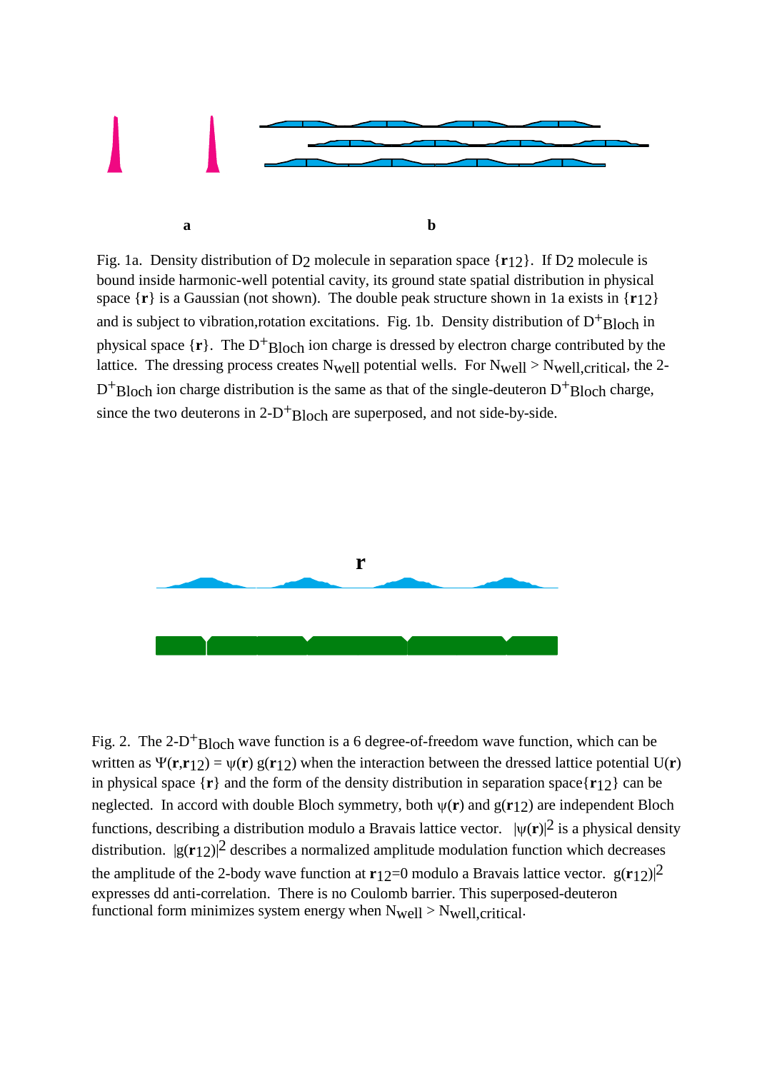a b

Fig. 1a. Density distribution of $D_2$ molecule in separation space $\{\mathbf{r}_{12}\}$. If $D_2$ molecule is bound inside harmonic-well potential cavity, its ground state spatial distribution in physical space $\{\mathbf{r}\}$ is a Gaussian (not shown). The double peak structure shown in 1a exists in $\{\mathbf{r}_{12}\}$ and is subject to vibration,rotation excitations. Fig. 1b. Density distribution of $D^+_{Bloch}$ in physical space $\{\mathbf{r}\}$. The $D^+_{Bloch}$ ion charge is dressed by electron charge contributed by the lattice. The dressing process creates $N_{well}$ potential wells. For $N_{well} > N_{well,critical}$, the 2-$D^+_{Bloch}$ ion charge distribution is the same as that of the single-deuteron $D^+_{Bloch}$ charge, since the two deuterons in 2-$D^+_{Bloch}$ are superposed, and not side-by-side.

**r**

Fig. 2. The 2-$D^+_{Bloch}$ wave function is a 6 degree-of-freedom wave function, which can be written as $\Psi(\mathbf{r},\mathbf{r}_{12}) = \psi(\mathbf{r})\, g(\mathbf{r}_{12})$ when the interaction between the dressed lattice potential $U(\mathbf{r})$ in physical space $\{\mathbf{r}\}$ and the form of the density distribution in separation space $\{\mathbf{r}_{12}\}$ can be neglected. In accord with double Bloch symmetry, both $\psi(\mathbf{r})$ and $g(\mathbf{r}_{12})$ are independent Bloch functions, describing a distribution modulo a Bravais lattice vector. $|\psi(\mathbf{r})|^2$ is a physical density distribution. $|g(\mathbf{r}_{12})|^2$ describes a normalized amplitude modulation function which decreases the amplitude of the 2-body wave function at $\mathbf{r}_{12}=0$ modulo a Bravais lattice vector. $g(\mathbf{r}_{12})|^2$ expresses dd anti-correlation. There is no Coulomb barrier. This superposed-deuteron functional form minimizes system energy when $N_{well} > N_{well,critical}$.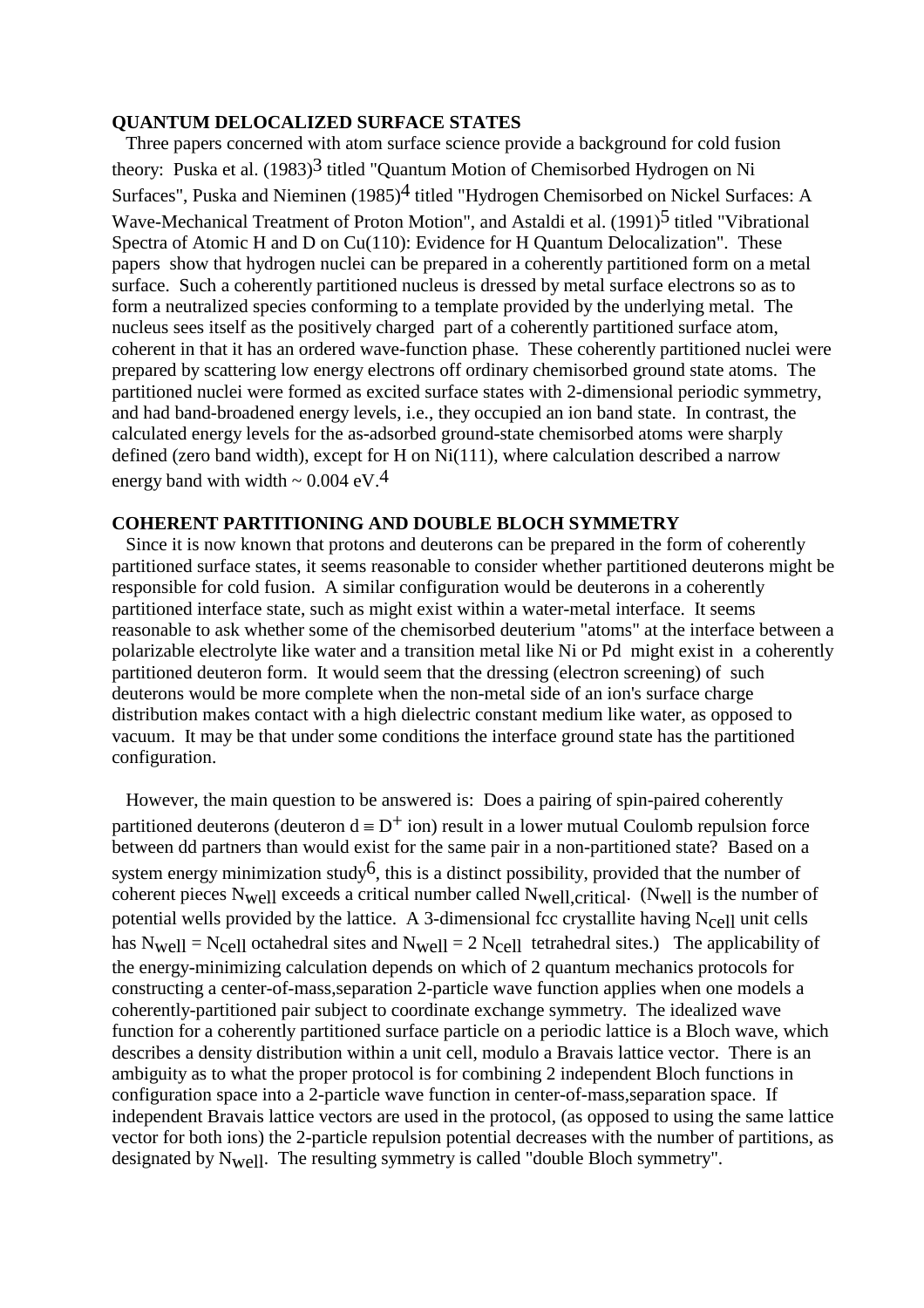## QUANTUM DELOCALIZED SURFACE STATES

Three papers concerned with atom surface science provide a background for cold fusion theory: Puska et al. (1983)[3] titled "Quantum Motion of Chemisorbed Hydrogen on Ni Surfaces", Puska and Nieminen (1985)[4] titled "Hydrogen Chemisorbed on Nickel Surfaces: A Wave-Mechanical Treatment of Proton Motion", and Astaldi et al. (1991)[5] titled "Vibrational Spectra of Atomic H and D on Cu(110): Evidence for H Quantum Delocalization". These papers show that hydrogen nuclei can be prepared in a coherently partitioned form on a metal surface. Such a coherently partitioned nucleus is dressed by metal surface electrons so as to form a neutralized species conforming to a template provided by the underlying metal. The nucleus sees itself as the positively charged part of a coherently partitioned surface atom, coherent in that it has an ordered wave-function phase. These coherently partitioned nuclei were prepared by scattering low energy electrons off ordinary chemisorbed ground state atoms. The partitioned nuclei were formed as excited surface states with 2-dimensional periodic symmetry, and had band-broadened energy levels, i.e., they occupied an ion band state. In contrast, the calculated energy levels for the as-adsorbed ground-state chemisorbed atoms were sharply defined (zero band width), except for H on Ni(111), where calculation described a narrow energy band with width ~ 0.004 eV.[4]

## COHERENT PARTITIONING AND DOUBLE BLOCH SYMMETRY

Since it is now known that protons and deuterons can be prepared in the form of coherently partitioned surface states, it seems reasonable to consider whether partitioned deuterons might be responsible for cold fusion. A similar configuration would be deuterons in a coherently partitioned interface state, such as might exist within a water-metal interface. It seems reasonable to ask whether some of the chemisorbed deuterium "atoms" at the interface between a polarizable electrolyte like water and a transition metal like Ni or Pd might exist in a coherently partitioned deuteron form. It would seem that the dressing (electron screening) of such deuterons would be more complete when the non-metal side of an ion's surface charge distribution makes contact with a high dielectric constant medium like water, as opposed to vacuum. It may be that under some conditions the interface ground state has the partitioned configuration.

However, the main question to be answered is: Does a pairing of spin-paired coherently partitioned deuterons (deuteron $d \equiv D^+$ ion) result in a lower mutual Coulomb repulsion force between dd partners than would exist for the same pair in a non-partitioned state? Based on a system energy minimization study[6], this is a distinct possibility, provided that the number of coherent pieces $N_{well}$ exceeds a critical number called $N_{well,critical}$. ($N_{well}$ is the number of potential wells provided by the lattice. A 3-dimensional fcc crystallite having $N_{cell}$ unit cells has $N_{well} = N_{cell}$ octahedral sites and $N_{well} = 2\ N_{cell}$ tetrahedral sites.) The applicability of the energy-minimizing calculation depends on which of 2 quantum mechanics protocols for constructing a center-of-mass,separation 2-particle wave function applies when one models a coherently-partitioned pair subject to coordinate exchange symmetry. The idealized wave function for a coherently partitioned surface particle on a periodic lattice is a Bloch wave, which describes a density distribution within a unit cell, modulo a Bravais lattice vector. There is an ambiguity as to what the proper protocol is for combining 2 independent Bloch functions in configuration space into a 2-particle wave function in center-of-mass,separation space. If independent Bravais lattice vectors are used in the protocol, (as opposed to using the same lattice vector for both ions) the 2-particle repulsion potential decreases with the number of partitions, as designated by $N_{well}$. The resulting symmetry is called "double Bloch symmetry".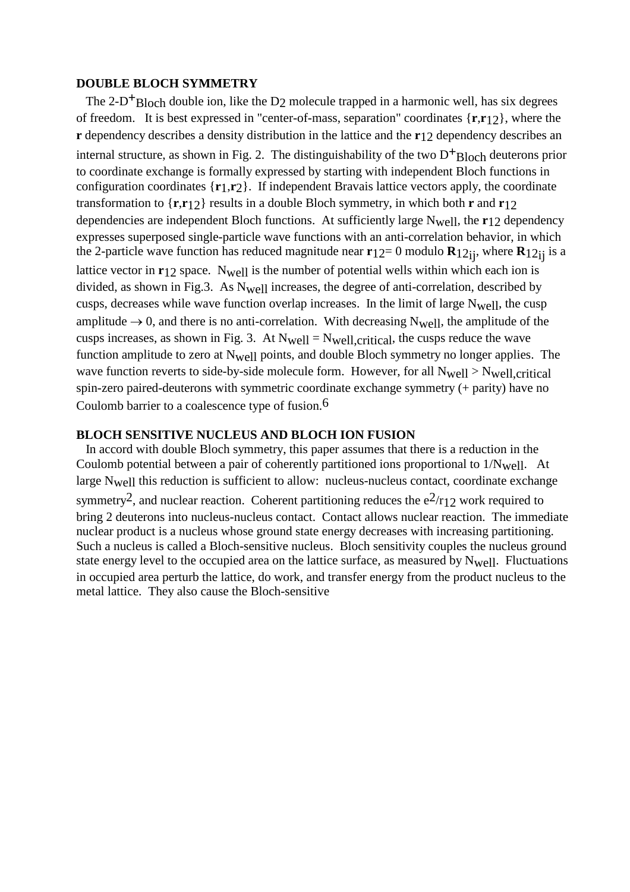**DOUBLE BLOCH SYMMETRY**

The 2-$D^{+}_{Bloch}$ double ion, like the $D_2$ molecule trapped in a harmonic well, has six degrees of freedom. It is best expressed in "center-of-mass, separation" coordinates $\{\mathbf{r},\mathbf{r}_{12}\}$, where the $\mathbf{r}$ dependency describes a density distribution in the lattice and the $\mathbf{r}_{12}$ dependency describes an internal structure, as shown in Fig. 2. The distinguishability of the two $D^{+}_{Bloch}$ deuterons prior to coordinate exchange is formally expressed by starting with independent Bloch functions in configuration coordinates $\{\mathbf{r}_1,\mathbf{r}_2\}$. If independent Bravais lattice vectors apply, the coordinate transformation to $\{\mathbf{r},\mathbf{r}_{12}\}$ results in a double Bloch symmetry, in which both $\mathbf{r}$ and $\mathbf{r}_{12}$ dependencies are independent Bloch functions. At sufficiently large $N_{well}$, the $\mathbf{r}_{12}$ dependency expresses superposed single-particle wave functions with an anti-correlation behavior, in which the 2-particle wave function has reduced magnitude near $\mathbf{r}_{12}= 0$ modulo $\mathbf{R}_{12ij}$, where $\mathbf{R}_{12ij}$ is a lattice vector in $\mathbf{r}_{12}$ space. $N_{well}$ is the number of potential wells within which each ion is divided, as shown in Fig.3. As $N_{well}$ increases, the degree of anti-correlation, described by cusps, decreases while wave function overlap increases. In the limit of large $N_{well}$, the cusp amplitude $\rightarrow 0$, and there is no anti-correlation. With decreasing $N_{well}$, the amplitude of the cusps increases, as shown in Fig. 3. At $N_{well} = N_{well,critical}$, the cusps reduce the wave function amplitude to zero at $N_{well}$ points, and double Bloch symmetry no longer applies. The wave function reverts to side-by-side molecule form. However, for all $N_{well} > N_{well,critical}$ spin-zero paired-deuterons with symmetric coordinate exchange symmetry (+ parity) have no Coulomb barrier to a coalescence type of fusion.[6]

**BLOCH SENSITIVE NUCLEUS AND BLOCH ION FUSION**

In accord with double Bloch symmetry, this paper assumes that there is a reduction in the Coulomb potential between a pair of coherently partitioned ions proportional to $1/N_{well}$. At large $N_{well}$ this reduction is sufficient to allow: nucleus-nucleus contact, coordinate exchange symmetry[2], and nuclear reaction. Coherent partitioning reduces the $e^2/r_{12}$ work required to bring 2 deuterons into nucleus-nucleus contact. Contact allows nuclear reaction. The immediate nuclear product is a nucleus whose ground state energy decreases with increasing partitioning. Such a nucleus is called a Bloch-sensitive nucleus. Bloch sensitivity couples the nucleus ground state energy level to the occupied area on the lattice surface, as measured by $N_{well}$. Fluctuations in occupied area perturb the lattice, do work, and transfer energy from the product nucleus to the metal lattice. They also cause the Bloch-sensitive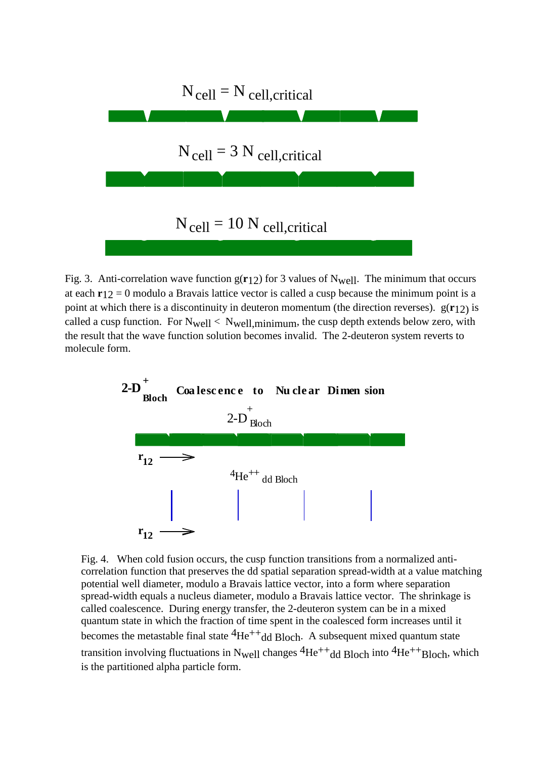$N_{cell} = N_{cell,critical}$

$N_{cell} = 3\ N_{cell,critical}$

$N_{cell} = 10\ N_{cell,critical}$

Fig. 3. Anti-correlation wave function $g(\mathbf{r}_{12})$ for 3 values of $N_{well}$. The minimum that occurs at each $\mathbf{r}_{12} = 0$ modulo a Bravais lattice vector is called a cusp because the minimum point is a point at which there is a discontinuity in deuteron momentum (the direction reverses). $g(\mathbf{r}_{12})$ is called a cusp function. For $N_{well} < N_{well,minimum}$, the cusp depth extends below zero, with the result that the wave function solution becomes invalid. The 2-deuteron system reverts to molecule form.

**$2\text{-}D^{+}_{Bloch}$ Coalescence to Nuclear Dimension**

$2\text{-}D^{+}_{Bloch}$

$\mathbf{r}_{12}$ ⟶

$^{4}He^{++}{}_{dd\ Bloch}$

$\mathbf{r}_{12}$ ⟶

Fig. 4. When cold fusion occurs, the cusp function transitions from a normalized anti-correlation function that preserves the dd spatial separation spread-width at a value matching potential well diameter, modulo a Bravais lattice vector, into a form where separation spread-width equals a nucleus diameter, modulo a Bravais lattice vector. The shrinkage is called coalescence. During energy transfer, the 2-deuteron system can be in a mixed quantum state in which the fraction of time spent in the coalesced form increases until it becomes the metastable final state $^{4}He^{++}{}_{dd\ Bloch}$. A subsequent mixed quantum state transition involving fluctuations in $N_{well}$ changes $^{4}He^{++}{}_{dd\ Bloch}$ into $^{4}He^{++}{}_{Bloch}$, which is the partitioned alpha particle form.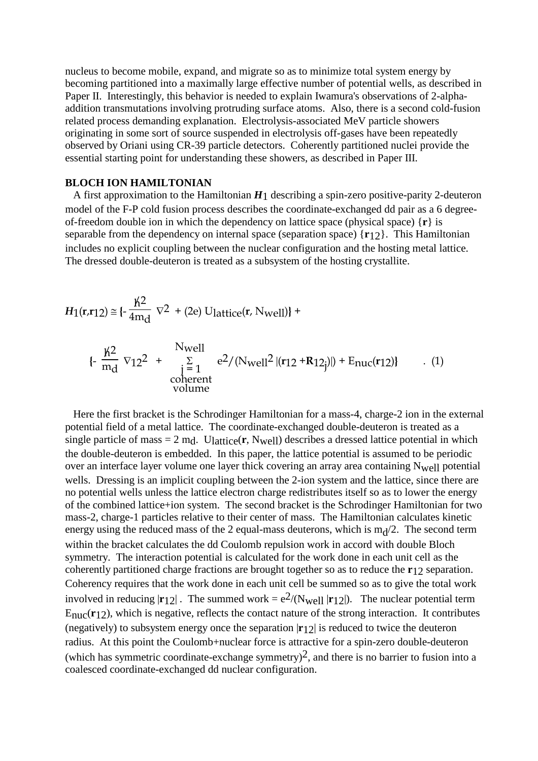nucleus to become mobile, expand, and migrate so as to minimize total system energy by becoming partitioned into a maximally large effective number of potential wells, as described in Paper II. Interestingly, this behavior is needed to explain Iwamura's observations of 2-alpha-addition transmutations involving protruding surface atoms. Also, there is a second cold-fusion related process demanding explanation. Electrolysis-associated MeV particle showers originating in some sort of source suspended in electrolysis off-gases have been repeatedly observed by Oriani using CR-39 particle detectors. Coherently partitioned nuclei provide the essential starting point for understanding these showers, as described in Paper III.

**BLOCH ION HAMILTONIAN**

A first approximation to the Hamiltonian $\boldsymbol{H}_1$ describing a spin-zero positive-parity 2-deuteron model of the F-P cold fusion process describes the coordinate-exchanged dd pair as a 6 degree-of-freedom double ion in which the dependency on lattice space (physical space) $\{\mathbf{r}\}$ is separable from the dependency on internal space (separation space) $\{\mathbf{r}_{12}\}$. This Hamiltonian includes no explicit coupling between the nuclear configuration and the hosting metal lattice. The dressed double-deuteron is treated as a subsystem of the hosting crystallite.

$$\boldsymbol{H}_1(\mathbf{r},\mathbf{r}_{12}) \cong \left\{-\frac{\hbar^2}{4m_d}\nabla^2 + (2e)\,U_{lattice}(\mathbf{r}, N_{well})\right\} +$$

$$\left\{-\frac{\hbar^2}{m_d}\nabla_{12}^2 + \sum_{\substack{j=1 \\ \text{coherent} \\ \text{volume}}}^{N_{well}} e^2/(N_{well}^2\,|(\mathbf{r}_{12}+\mathbf{R}_{12j})|) + E_{nuc}(\mathbf{r}_{12})\right\} \quad . \quad (1)$$

Here the first bracket is the Schrodinger Hamiltonian for a mass-4, charge-2 ion in the external potential field of a metal lattice. The coordinate-exchanged double-deuteron is treated as a single particle of mass = 2 $m_d$. $U_{lattice}(\mathbf{r}, N_{well})$ describes a dressed lattice potential in which the double-deuteron is embedded. In this paper, the lattice potential is assumed to be periodic over an interface layer volume one layer thick covering an array area containing $N_{well}$ potential wells. Dressing is an implicit coupling between the 2-ion system and the lattice, since there are no potential wells unless the lattice electron charge redistributes itself so as to lower the energy of the combined lattice+ion system. The second bracket is the Schrodinger Hamiltonian for two mass-2, charge-1 particles relative to their center of mass. The Hamiltonian calculates kinetic energy using the reduced mass of the 2 equal-mass deuterons, which is $m_d/2$. The second term within the bracket calculates the dd Coulomb repulsion work in accord with double Bloch symmetry. The interaction potential is calculated for the work done in each unit cell as the coherently partitioned charge fractions are brought together so as to reduce the $\mathbf{r}_{12}$ separation. Coherency requires that the work done in each unit cell be summed so as to give the total work involved in reducing $|\mathbf{r}_{12}|$ . The summed work = $e^2/(N_{well}\,|\mathbf{r}_{12}|)$. The nuclear potential term $E_{nuc}(\mathbf{r}_{12})$, which is negative, reflects the contact nature of the strong interaction. It contributes (negatively) to subsystem energy once the separation $|\mathbf{r}_{12}|$ is reduced to twice the deuteron radius. At this point the Coulomb+nuclear force is attractive for a spin-zero double-deuteron (which has symmetric coordinate-exchange symmetry)[2], and there is no barrier to fusion into a coalesced coordinate-exchanged dd nuclear configuration.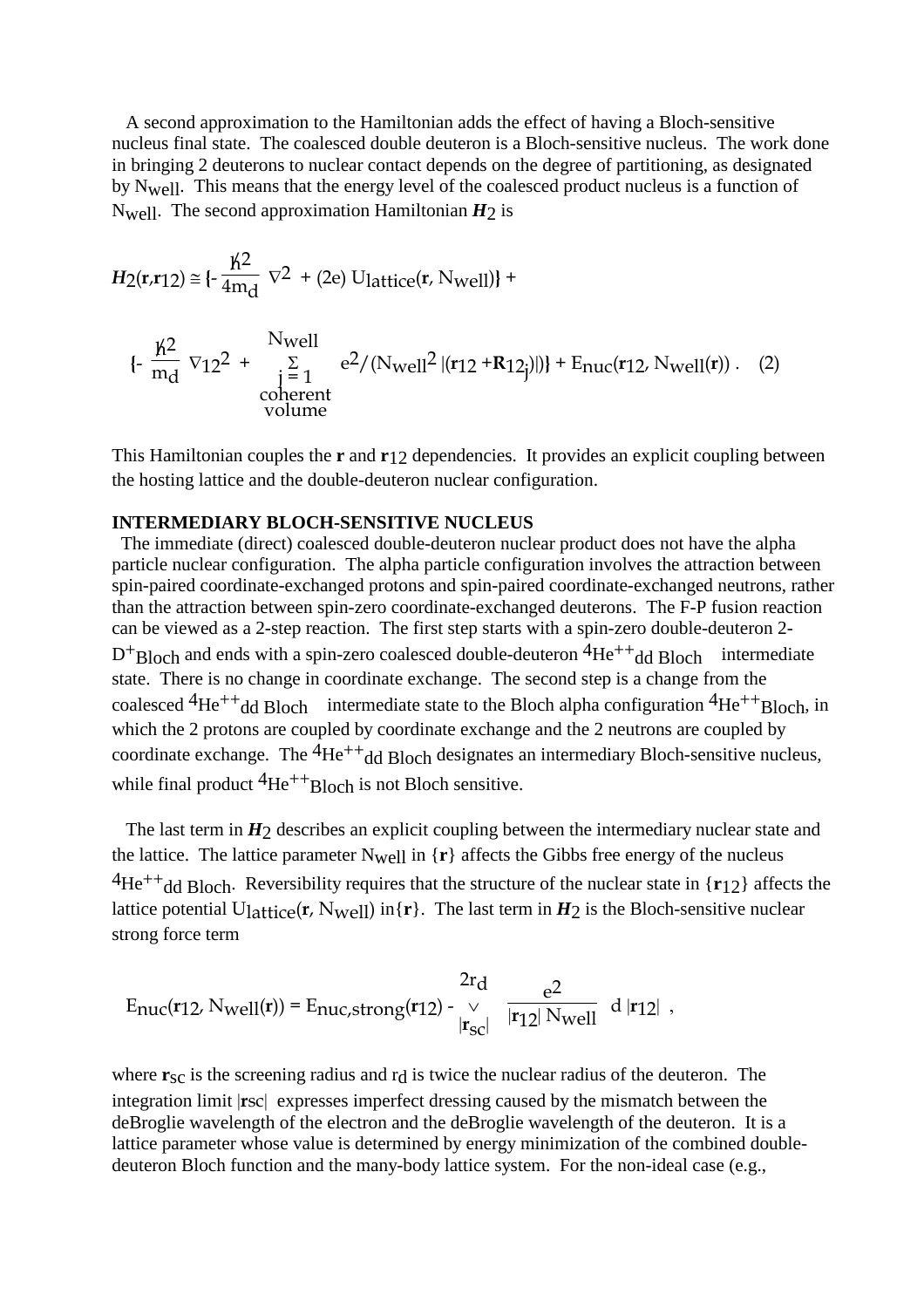A second approximation to the Hamiltonian adds the effect of having a Bloch-sensitive nucleus final state. The coalesced double deuteron is a Bloch-sensitive nucleus. The work done in bringing 2 deuterons to nuclear contact depends on the degree of partitioning, as designated by $N_{well}$. This means that the energy level of the coalesced product nucleus is a function of $N_{well}$. The second approximation Hamiltonian $\boldsymbol{H}_2$ is

$$\boldsymbol{H}_2(\mathbf{r},\mathbf{r}_{12}) \cong \{-\frac{\hbar^2}{4m_d}\nabla^2 + (2e)\,U_{lattice}(\mathbf{r}, N_{well})\} +$$

$$\{-\frac{\hbar^2}{m_d}\nabla_{12}{}^2 + \sum_{\substack{j=1 \\ \text{coherent} \\ \text{volume}}}^{N_{well}} e^2/(N_{well}{}^2\,|(\mathbf{r}_{12} + \mathbf{R}_{12j})|)\} + E_{nuc}(\mathbf{r}_{12}, N_{well}(\mathbf{r}))\,. \quad (2)$$

This Hamiltonian couples the $\mathbf{r}$ and $\mathbf{r}_{12}$ dependencies. It provides an explicit coupling between the hosting lattice and the double-deuteron nuclear configuration.

**INTERMEDIARY BLOCH-SENSITIVE NUCLEUS**

The immediate (direct) coalesced double-deuteron nuclear product does not have the alpha particle nuclear configuration. The alpha particle configuration involves the attraction between spin-paired coordinate-exchanged protons and spin-paired coordinate-exchanged neutrons, rather than the attraction between spin-zero coordinate-exchanged deuterons. The F-P fusion reaction can be viewed as a 2-step reaction. The first step starts with a spin-zero double-deuteron 2-$D^+_{Bloch}$ and ends with a spin-zero coalesced double-deuteron $^4He^{++}_{dd\ Bloch}$ intermediate state. There is no change in coordinate exchange. The second step is a change from the coalesced $^4He^{++}_{dd\ Bloch}$ intermediate state to the Bloch alpha configuration $^4He^{++}_{Bloch}$, in which the 2 protons are coupled by coordinate exchange and the 2 neutrons are coupled by coordinate exchange. The $^4He^{++}_{dd\ Bloch}$ designates an intermediary Bloch-sensitive nucleus, while final product $^4He^{++}_{Bloch}$ is not Bloch sensitive.

The last term in $\boldsymbol{H}_2$ describes an explicit coupling between the intermediary nuclear state and the lattice. The lattice parameter $N_{well}$ in $\{\mathbf{r}\}$ affects the Gibbs free energy of the nucleus $^4He^{++}_{dd\ Bloch}$. Reversibility requires that the structure of the nuclear state in $\{\mathbf{r}_{12}\}$ affects the lattice potential $U_{lattice}(\mathbf{r}, N_{well})$ in $\{\mathbf{r}\}$. The last term in $\boldsymbol{H}_2$ is the Bloch-sensitive nuclear strong force term

$$E_{nuc}(\mathbf{r}_{12}, N_{well}(\mathbf{r})) = E_{nuc,strong}(\mathbf{r}_{12}) - \int_{|\mathbf{r}_{sc}|}^{2r_d} \frac{e^2}{|\mathbf{r}_{12}|\,N_{well}}\, d\,|\mathbf{r}_{12}|\ ,$$

where $\mathbf{r}_{sc}$ is the screening radius and $r_d$ is twice the nuclear radius of the deuteron. The integration limit $|\mathbf{r}_{sc}|$ expresses imperfect dressing caused by the mismatch between the deBroglie wavelength of the electron and the deBroglie wavelength of the deuteron. It is a lattice parameter whose value is determined by energy minimization of the combined double-deuteron Bloch function and the many-body lattice system. For the non-ideal case (e.g.,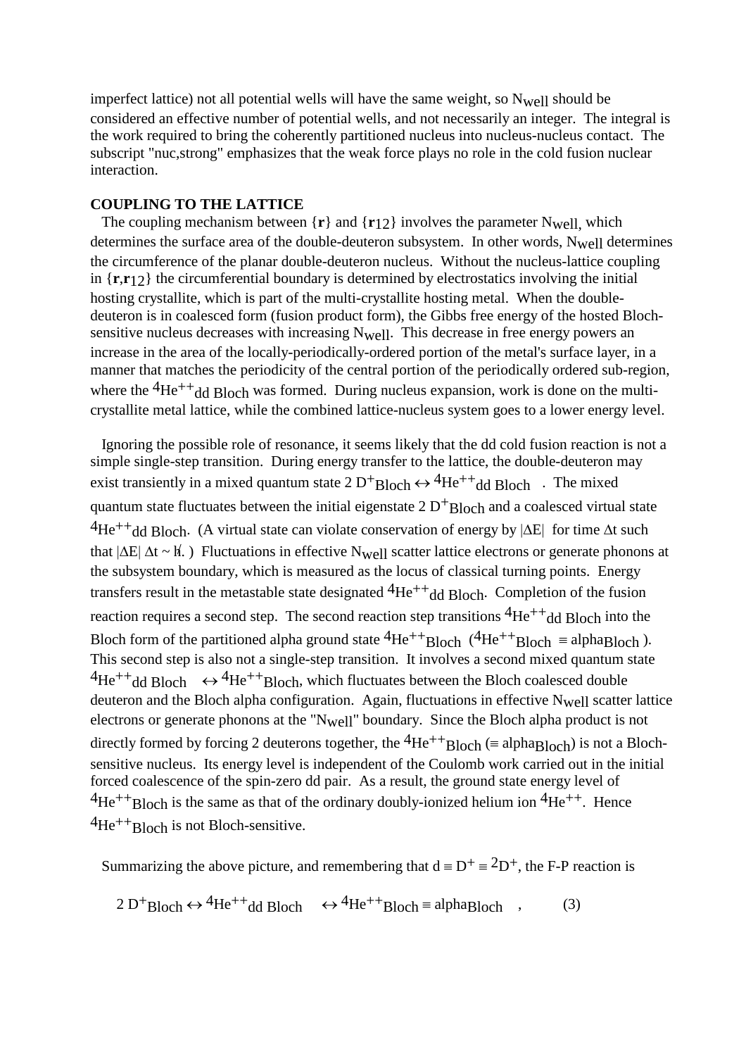imperfect lattice) not all potential wells will have the same weight, so $N_{well}$ should be considered an effective number of potential wells, and not necessarily an integer. The integral is the work required to bring the coherently partitioned nucleus into nucleus-nucleus contact. The subscript "nuc,strong" emphasizes that the weak force plays no role in the cold fusion nuclear interaction.

## COUPLING TO THE LATTICE

The coupling mechanism between {**r**} and {$\mathbf{r}_{12}$} involves the parameter $N_{well}$, which determines the surface area of the double-deuteron subsystem. In other words, $N_{well}$ determines the circumference of the planar double-deuteron nucleus. Without the nucleus-lattice coupling in {**r**,$\mathbf{r}_{12}$} the circumferential boundary is determined by electrostatics involving the initial hosting crystallite, which is part of the multi-crystallite hosting metal. When the double-deuteron is in coalesced form (fusion product form), the Gibbs free energy of the hosted Bloch-sensitive nucleus decreases with increasing $N_{well}$. This decrease in free energy powers an increase in the area of the locally-periodically-ordered portion of the metal's surface layer, in a manner that matches the periodicity of the central portion of the periodically ordered sub-region, where the $^4He^{++}_{dd\ Bloch}$ was formed. During nucleus expansion, work is done on the multi-crystallite metal lattice, while the combined lattice-nucleus system goes to a lower energy level.

Ignoring the possible role of resonance, it seems likely that the dd cold fusion reaction is not a simple single-step transition. During energy transfer to the lattice, the double-deuteron may exist transiently in a mixed quantum state $2\ D^+_{Bloch} \leftrightarrow {}^4He^{++}_{dd\ Bloch}$ . The mixed quantum state fluctuates between the initial eigenstate $2\ D^+_{Bloch}$ and a coalesced virtual state $^4He^{++}_{dd\ Bloch}$. (A virtual state can violate conservation of energy by $|\Delta E|$ for time $\Delta t$ such that $|\Delta E|\ \Delta t \sim \hbar$.) Fluctuations in effective $N_{well}$ scatter lattice electrons or generate phonons at the subsystem boundary, which is measured as the locus of classical turning points. Energy transfers result in the metastable state designated $^4He^{++}_{dd\ Bloch}$. Completion of the fusion reaction requires a second step. The second reaction step transitions $^4He^{++}_{dd\ Bloch}$ into the Bloch form of the partitioned alpha ground state $^4He^{++}_{Bloch}$ ($^4He^{++}_{Bloch} \equiv alpha_{Bloch}$ ). This second step is also not a single-step transition. It involves a second mixed quantum state $^4He^{++}_{dd\ Bloch} \leftrightarrow {}^4He^{++}_{Bloch}$, which fluctuates between the Bloch coalesced double deuteron and the Bloch alpha configuration. Again, fluctuations in effective $N_{well}$ scatter lattice electrons or generate phonons at the "$N_{well}$" boundary. Since the Bloch alpha product is not directly formed by forcing 2 deuterons together, the $^4He^{++}_{Bloch}$ ($\equiv alpha_{Bloch}$) is not a Bloch-sensitive nucleus. Its energy level is independent of the Coulomb work carried out in the initial forced coalescence of the spin-zero dd pair. As a result, the ground state energy level of $^4He^{++}_{Bloch}$ is the same as that of the ordinary doubly-ionized helium ion $^4He^{++}$. Hence $^4He^{++}_{Bloch}$ is not Bloch-sensitive.

Summarizing the above picture, and remembering that $d \equiv D^+ \equiv {}^2D^+$, the F-P reaction is

$$2\ D^+_{Bloch} \leftrightarrow {}^4He^{++}_{dd\ Bloch} \leftrightarrow {}^4He^{++}_{Bloch} \equiv alpha_{Bloch} \quad , \qquad (3)$$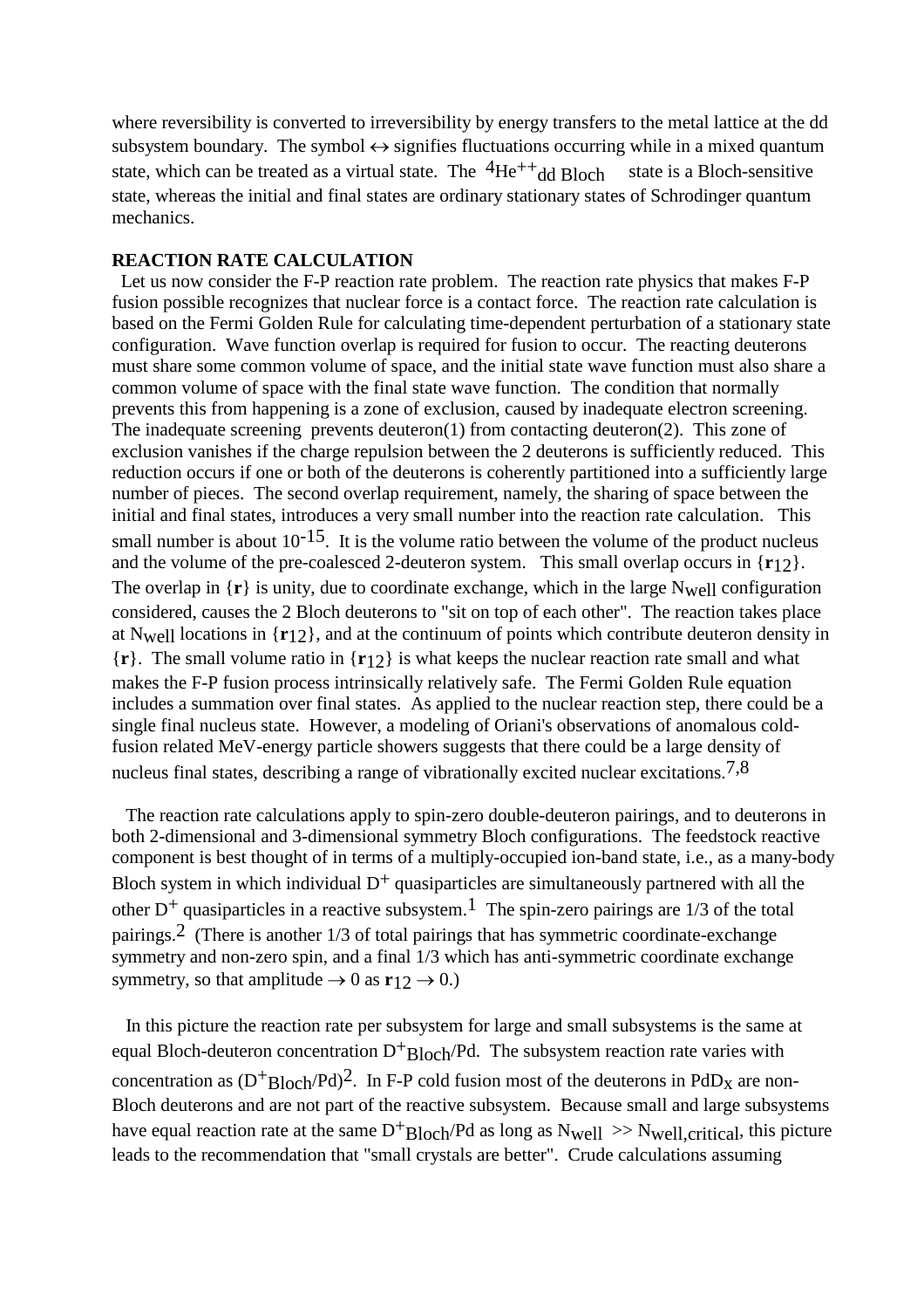where reversibility is converted to irreversibility by energy transfers to the metal lattice at the dd subsystem boundary. The symbol $\leftrightarrow$ signifies fluctuations occurring while in a mixed quantum state, which can be treated as a virtual state. The $^{4}He^{++}{}_{dd\ Bloch}$ state is a Bloch-sensitive state, whereas the initial and final states are ordinary stationary states of Schrodinger quantum mechanics.

**REACTION RATE CALCULATION**

Let us now consider the F-P reaction rate problem. The reaction rate physics that makes F-P fusion possible recognizes that nuclear force is a contact force. The reaction rate calculation is based on the Fermi Golden Rule for calculating time-dependent perturbation of a stationary state configuration. Wave function overlap is required for fusion to occur. The reacting deuterons must share some common volume of space, and the initial state wave function must also share a common volume of space with the final state wave function. The condition that normally prevents this from happening is a zone of exclusion, caused by inadequate electron screening. The inadequate screening prevents deuteron(1) from contacting deuteron(2). This zone of exclusion vanishes if the charge repulsion between the 2 deuterons is sufficiently reduced. This reduction occurs if one or both of the deuterons is coherently partitioned into a sufficiently large number of pieces. The second overlap requirement, namely, the sharing of space between the initial and final states, introduces a very small number into the reaction rate calculation. This small number is about $10^{-15}$. It is the volume ratio between the volume of the product nucleus and the volume of the pre-coalesced 2-deuteron system. This small overlap occurs in $\{\mathbf{r}_{12}\}$. The overlap in $\{\mathbf{r}\}$ is unity, due to coordinate exchange, which in the large $N_{well}$ configuration considered, causes the 2 Bloch deuterons to "sit on top of each other". The reaction takes place at $N_{well}$ locations in $\{\mathbf{r}_{12}\}$, and at the continuum of points which contribute deuteron density in $\{\mathbf{r}\}$. The small volume ratio in $\{\mathbf{r}_{12}\}$ is what keeps the nuclear reaction rate small and what makes the F-P fusion process intrinsically relatively safe. The Fermi Golden Rule equation includes a summation over final states. As applied to the nuclear reaction step, there could be a single final nucleus state. However, a modeling of Oriani's observations of anomalous cold-fusion related MeV-energy particle showers suggests that there could be a large density of nucleus final states, describing a range of vibrationally excited nuclear excitations.[7,8]

The reaction rate calculations apply to spin-zero double-deuteron pairings, and to deuterons in both 2-dimensional and 3-dimensional symmetry Bloch configurations. The feedstock reactive component is best thought of in terms of a multiply-occupied ion-band state, i.e., as a many-body Bloch system in which individual $D^{+}$ quasiparticles are simultaneously partnered with all the other $D^{+}$ quasiparticles in a reactive subsystem.[1] The spin-zero pairings are 1/3 of the total pairings.[2] (There is another 1/3 of total pairings that has symmetric coordinate-exchange symmetry and non-zero spin, and a final 1/3 which has anti-symmetric coordinate exchange symmetry, so that amplitude $\rightarrow 0$ as $\mathbf{r}_{12} \rightarrow 0$.)

In this picture the reaction rate per subsystem for large and small subsystems is the same at equal Bloch-deuteron concentration $D^{+}_{Bloch}/Pd$. The subsystem reaction rate varies with concentration as $(D^{+}_{Bloch}/Pd)^{2}$. In F-P cold fusion most of the deuterons in $PdD_{x}$ are non-Bloch deuterons and are not part of the reactive subsystem. Because small and large subsystems have equal reaction rate at the same $D^{+}_{Bloch}/Pd$ as long as $N_{well} >> N_{well,critical}$, this picture leads to the recommendation that "small crystals are better". Crude calculations assuming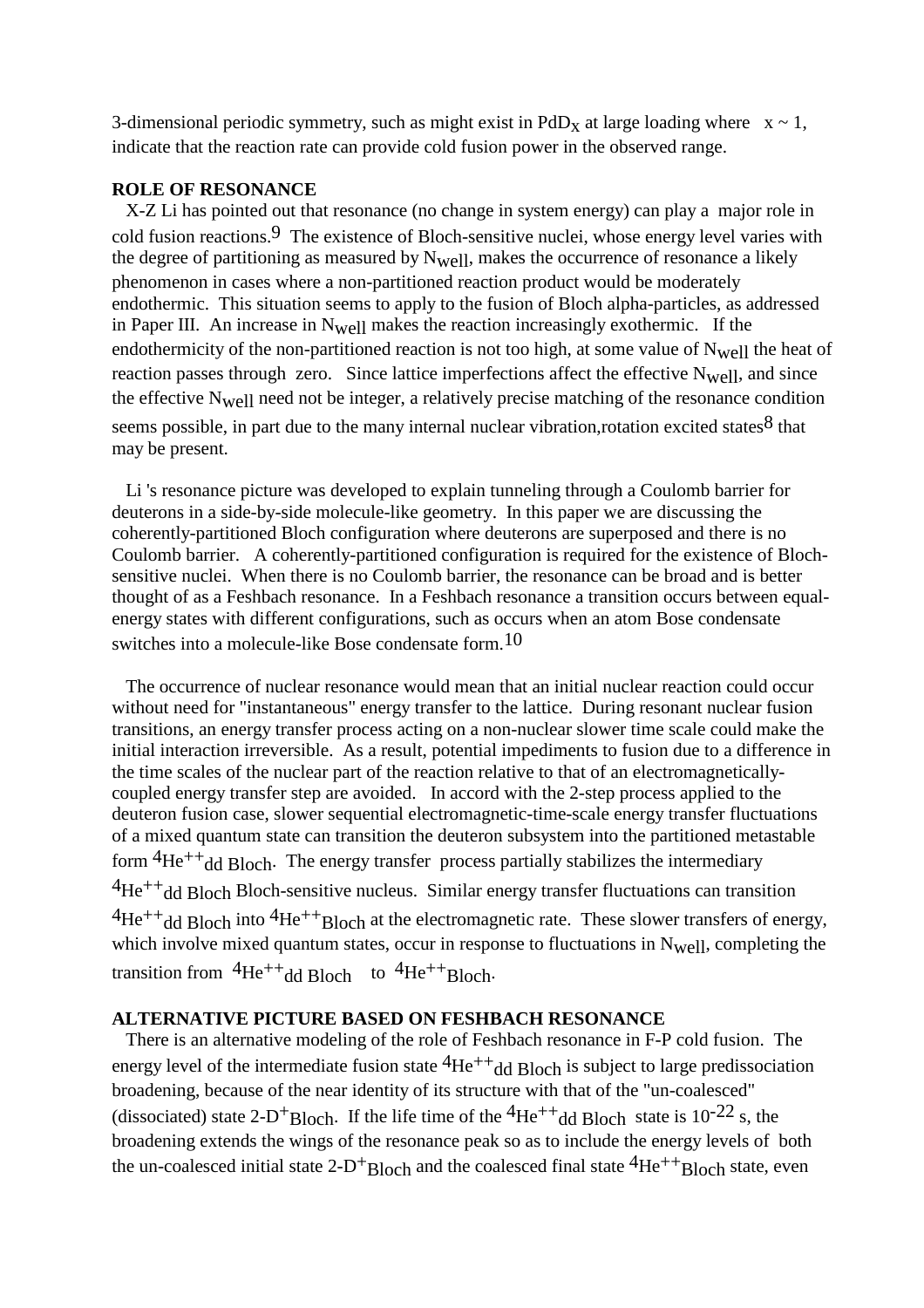3-dimensional periodic symmetry, such as might exist in $PdD_x$ at large loading where $x \sim 1$, indicate that the reaction rate can provide cold fusion power in the observed range.

**ROLE OF RESONANCE**

X-Z Li has pointed out that resonance (no change in system energy) can play a major role in cold fusion reactions.[9] The existence of Bloch-sensitive nuclei, whose energy level varies with the degree of partitioning as measured by $N_{well}$, makes the occurrence of resonance a likely phenomenon in cases where a non-partitioned reaction product would be moderately endothermic. This situation seems to apply to the fusion of Bloch alpha-particles, as addressed in Paper III. An increase in $N_{well}$ makes the reaction increasingly exothermic. If the endothermicity of the non-partitioned reaction is not too high, at some value of $N_{well}$ the heat of reaction passes through zero. Since lattice imperfections affect the effective $N_{well}$, and since the effective $N_{well}$ need not be integer, a relatively precise matching of the resonance condition seems possible, in part due to the many internal nuclear vibration,rotation excited states[8] that may be present.

Li 's resonance picture was developed to explain tunneling through a Coulomb barrier for deuterons in a side-by-side molecule-like geometry. In this paper we are discussing the coherently-partitioned Bloch configuration where deuterons are superposed and there is no Coulomb barrier. A coherently-partitioned configuration is required for the existence of Bloch-sensitive nuclei. When there is no Coulomb barrier, the resonance can be broad and is better thought of as a Feshbach resonance. In a Feshbach resonance a transition occurs between equal-energy states with different configurations, such as occurs when an atom Bose condensate switches into a molecule-like Bose condensate form.[10]

The occurrence of nuclear resonance would mean that an initial nuclear reaction could occur without need for "instantaneous" energy transfer to the lattice. During resonant nuclear fusion transitions, an energy transfer process acting on a non-nuclear slower time scale could make the initial interaction irreversible. As a result, potential impediments to fusion due to a difference in the time scales of the nuclear part of the reaction relative to that of an electromagnetically-coupled energy transfer step are avoided. In accord with the 2-step process applied to the deuteron fusion case, slower sequential electromagnetic-time-scale energy transfer fluctuations of a mixed quantum state can transition the deuteron subsystem into the partitioned metastable form $^4He^{++}{}_{dd\ Bloch}$. The energy transfer process partially stabilizes the intermediary $^4He^{++}{}_{dd\ Bloch}$ Bloch-sensitive nucleus. Similar energy transfer fluctuations can transition $^4He^{++}{}_{dd\ Bloch}$ into $^4He^{++}{}_{Bloch}$ at the electromagnetic rate. These slower transfers of energy, which involve mixed quantum states, occur in response to fluctuations in $N_{well}$, completing the transition from $^4He^{++}{}_{dd\ Bloch}$ to $^4He^{++}{}_{Bloch}$.

**ALTERNATIVE PICTURE BASED ON FESHBACH RESONANCE**

There is an alternative modeling of the role of Feshbach resonance in F-P cold fusion. The energy level of the intermediate fusion state $^4He^{++}{}_{dd\ Bloch}$ is subject to large predissociation broadening, because of the near identity of its structure with that of the "un-coalesced" (dissociated) state $2\text{-}D^{+}{}_{Bloch}$. If the life time of the $^4He^{++}{}_{dd\ Bloch}$ state is $10^{-22}$ s, the broadening extends the wings of the resonance peak so as to include the energy levels of both the un-coalesced initial state $2\text{-}D^{+}{}_{Bloch}$ and the coalesced final state $^4He^{++}{}_{Bloch}$ state, even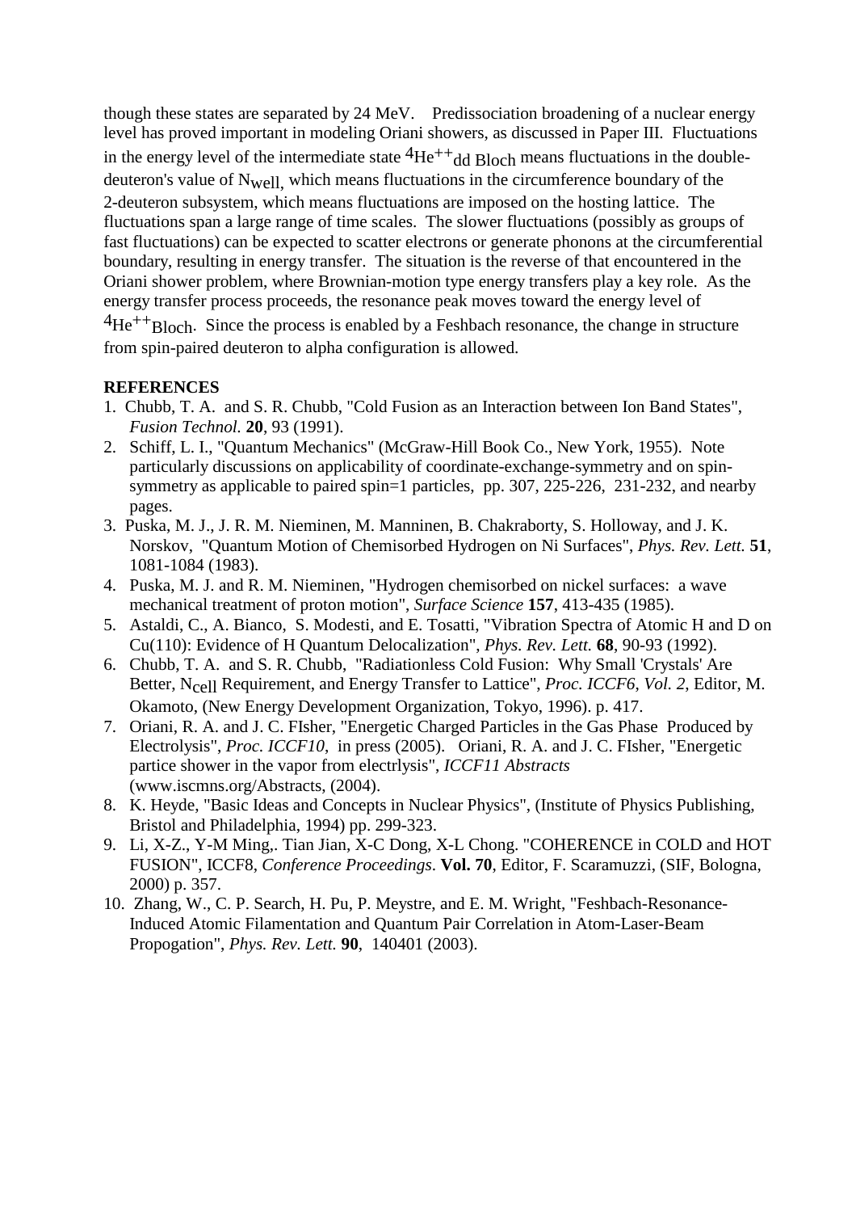though these states are separated by 24 MeV. Predissociation broadening of a nuclear energy level has proved important in modeling Oriani showers, as discussed in Paper III. Fluctuations in the energy level of the intermediate state $^{4}He^{++}{}_{dd\ Bloch}$ means fluctuations in the double-deuteron's value of $N_{well}$, which means fluctuations in the circumference boundary of the 2-deuteron subsystem, which means fluctuations are imposed on the hosting lattice. The fluctuations span a large range of time scales. The slower fluctuations (possibly as groups of fast fluctuations) can be expected to scatter electrons or generate phonons at the circumferential boundary, resulting in energy transfer. The situation is the reverse of that encountered in the Oriani shower problem, where Brownian-motion type energy transfers play a key role. As the energy transfer process proceeds, the resonance peak moves toward the energy level of $^{4}He^{++}{}_{Bloch}$. Since the process is enabled by a Feshbach resonance, the change in structure from spin-paired deuteron to alpha configuration is allowed.

**REFERENCES**

1. Chubb, T. A. and S. R. Chubb, "Cold Fusion as an Interaction between Ion Band States", *Fusion Technol.* **20**, 93 (1991).
2. Schiff, L. I., "Quantum Mechanics" (McGraw-Hill Book Co., New York, 1955). Note particularly discussions on applicability of coordinate-exchange-symmetry and on spin-symmetry as applicable to paired spin=1 particles, pp. 307, 225-226, 231-232, and nearby pages.
3. Puska, M. J., J. R. M. Nieminen, M. Manninen, B. Chakraborty, S. Holloway, and J. K. Norskov, "Quantum Motion of Chemisorbed Hydrogen on Ni Surfaces", *Phys. Rev. Lett.* **51**, 1081-1084 (1983).
4. Puska, M. J. and R. M. Nieminen, "Hydrogen chemisorbed on nickel surfaces: a wave mechanical treatment of proton motion", *Surface Science* **157**, 413-435 (1985).
5. Astaldi, C., A. Bianco, S. Modesti, and E. Tosatti, "Vibration Spectra of Atomic H and D on Cu(110): Evidence of H Quantum Delocalization", *Phys. Rev. Lett.* **68**, 90-93 (1992).
6. Chubb, T. A. and S. R. Chubb, "Radiationless Cold Fusion: Why Small 'Crystals' Are Better, $N_{cell}$ Requirement, and Energy Transfer to Lattice", *Proc. ICCF6, Vol. 2,* Editor, M. Okamoto, (New Energy Development Organization, Tokyo, 1996). p. 417.
7. Oriani, R. A. and J. C. FIsher, "Energetic Charged Particles in the Gas Phase Produced by Electrolysis", *Proc. ICCF10*, in press (2005). Oriani, R. A. and J. C. FIsher, "Energetic partice shower in the vapor from electrlysis", *ICCF11 Abstracts* (www.iscmns.org/Abstracts, (2004).
8. K. Heyde, "Basic Ideas and Concepts in Nuclear Physics", (Institute of Physics Publishing, Bristol and Philadelphia, 1994) pp. 299-323.
9. Li, X-Z., Y-M Ming,. Tian Jian, X-C Dong, X-L Chong. "COHERENCE in COLD and HOT FUSION", ICCF8, *Conference Proceedings*. **Vol. 70**, Editor, F. Scaramuzzi, (SIF, Bologna, 2000) p. 357.
10. Zhang, W., C. P. Search, H. Pu, P. Meystre, and E. M. Wright, "Feshbach-Resonance-Induced Atomic Filamentation and Quantum Pair Correlation in Atom-Laser-Beam Propogation", *Phys. Rev. Lett.* **90**, 140401 (2003).